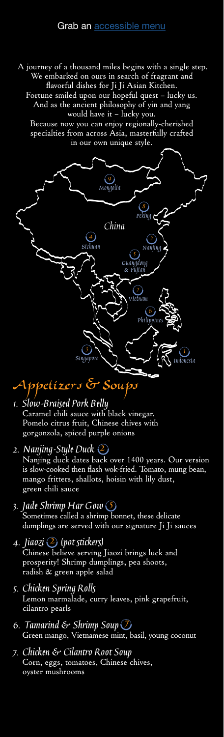Grab an [accessible menu]

A journey of a thousand miles begins with a single step.
We embarked on ours in search of fragrant and flavorful dishes for Ji Ji Asian Kitchen.
Fortune smiled upon our hopeful quest – lucky us.
And as the ancient philosophy of yin and yang would have it – lucky you.
Because now you can enjoy regionally-cherished specialties from across Asia, masterfully crafted in our own unique style.

9 Mongolia
8 Peking
China
4 Sichuan
2 Nanjing
5 Guangdong & Fujian
7 Vietnam
6 Philippines
3 Singapore
1 Indonesia

# Appetizers & Soups

1. ***Slow-Braised Pork Belly***
   Caramel chili sauce with black vinegar. Pomelo citrus fruit, Chinese chives with gorgonzola, spiced purple onions

2. ***Nanjing-Style Duck*** (2)
   Nanjing duck dates back over 1400 years. Our version is slow-cooked then flash wok-fried. Tomato, mung bean, mango fritters, shallots, hoisin with lily dust, green chili sauce

3. ***Jade Shrimp Har Gow*** (5)
   Sometimes called a shrimp bonnet, these delicate dumplings are served with our signature Ji Ji sauces

4. ***Jiaozi*** (2) ***(pot stickers)***
   Chinese believe serving Jiaozi brings luck and prosperity! Shrimp dumplings, pea shoots, radish & green apple salad

5. ***Chicken Spring Rolls***
   Lemon marmalade, curry leaves, pink grapefruit, cilantro pearls

6. ***Tamarind & Shrimp Soup*** (7)
   Green mango, Vietnamese mint, basil, young coconut

7. ***Chicken & Cilantro Root Soup***
   Corn, eggs, tomatoes, Chinese chives, oyster mushrooms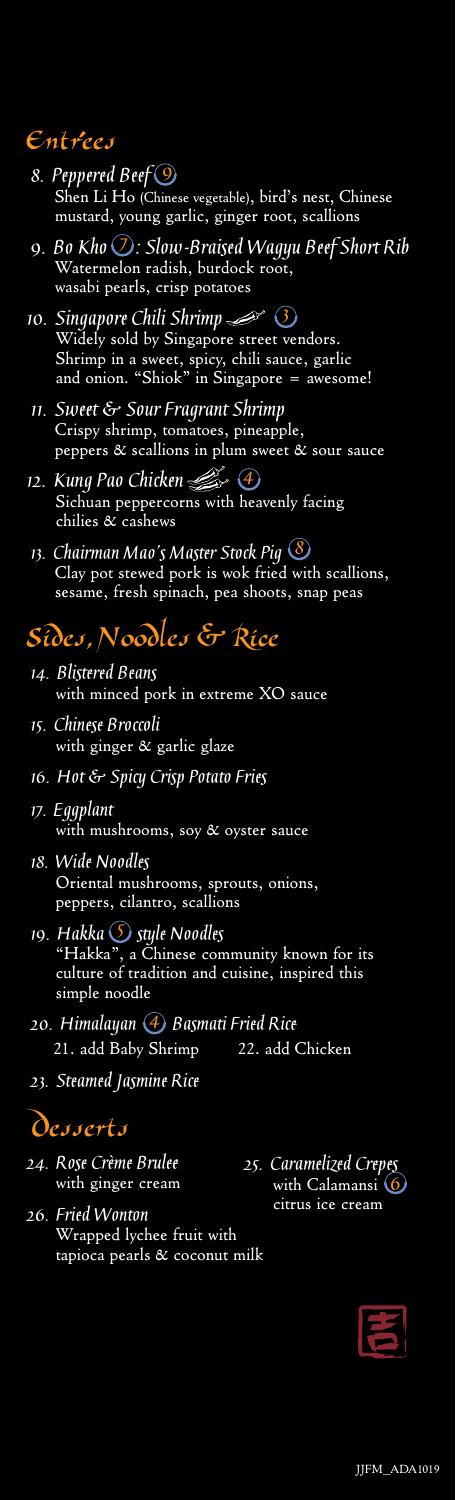## Entrées

*8. Peppered Beef* 9
Shen Li Ho (Chinese vegetable), bird's nest, Chinese mustard, young garlic, ginger root, scallions

*9. Bo Kho* 7*: Slow-Braised Wagyu Beef Short Rib*
Watermelon radish, burdock root, wasabi pearls, crisp potatoes

*10. Singapore Chili Shrimp* 3
Widely sold by Singapore street vendors. Shrimp in a sweet, spicy, chili sauce, garlic and onion. "Shiok" in Singapore = awesome!

*11. Sweet & Sour Fragrant Shrimp*
Crispy shrimp, tomatoes, pineapple, peppers & scallions in plum sweet & sour sauce

*12. Kung Pao Chicken* 4
Sichuan peppercorns with heavenly facing chilies & cashews

*13. Chairman Mao's Master Stock Pig* 8
Clay pot stewed pork is wok fried with scallions, sesame, fresh spinach, pea shoots, snap peas

## Sides, Noodles & Rice

*14. Blistered Beans*
with minced pork in extreme XO sauce

*15. Chinese Broccoli*
with ginger & garlic glaze

*16. Hot & Spicy Crisp Potato Fries*

*17. Eggplant*
with mushrooms, soy & oyster sauce

*18. Wide Noodles*
Oriental mushrooms, sprouts, onions, peppers, cilantro, scallions

*19. Hakka* 5 *style Noodles*
"Hakka", a Chinese community known for its culture of tradition and cuisine, inspired this simple noodle

*20. Himalayan* 4 *Basmati Fried Rice*
21. add Baby Shrimp 22. add Chicken

*23. Steamed Jasmine Rice*

## Desserts

*24. Rose Crème Brulee*
with ginger cream

*25. Caramelized Crepes*
with Calamansi 6 citrus ice cream

*26. Fried Wonton*
Wrapped lychee fruit with tapioca pearls & coconut milk

JJFM_ADA1019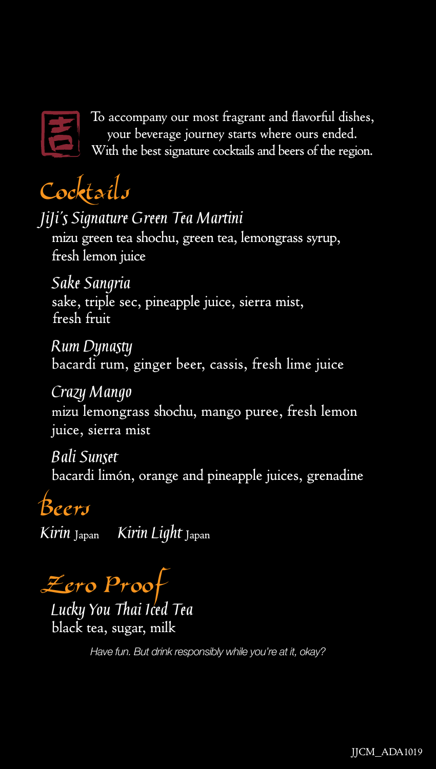To accompany our most fragrant and flavorful dishes, your beverage journey starts where ours ended. With the best signature cocktails and beers of the region.

# Cocktails

*JiJi's Signature Green Tea Martini*
mizu green tea shochu, green tea, lemongrass syrup, fresh lemon juice

*Sake Sangria*
sake, triple sec, pineapple juice, sierra mist, fresh fruit

*Rum Dynasty*
bacardi rum, ginger beer, cassis, fresh lime juice

*Crazy Mango*
mizu lemongrass shochu, mango puree, fresh lemon juice, sierra mist

*Bali Sunset*
bacardi limón, orange and pineapple juices, grenadine

# Beers

*Kirin* Japan *Kirin Light* Japan

# Zero Proof

*Lucky You Thai Iced Tea*
black tea, sugar, milk

*Have fun. But drink responsibly while you're at it, okay?*

JJCM_ADA1019